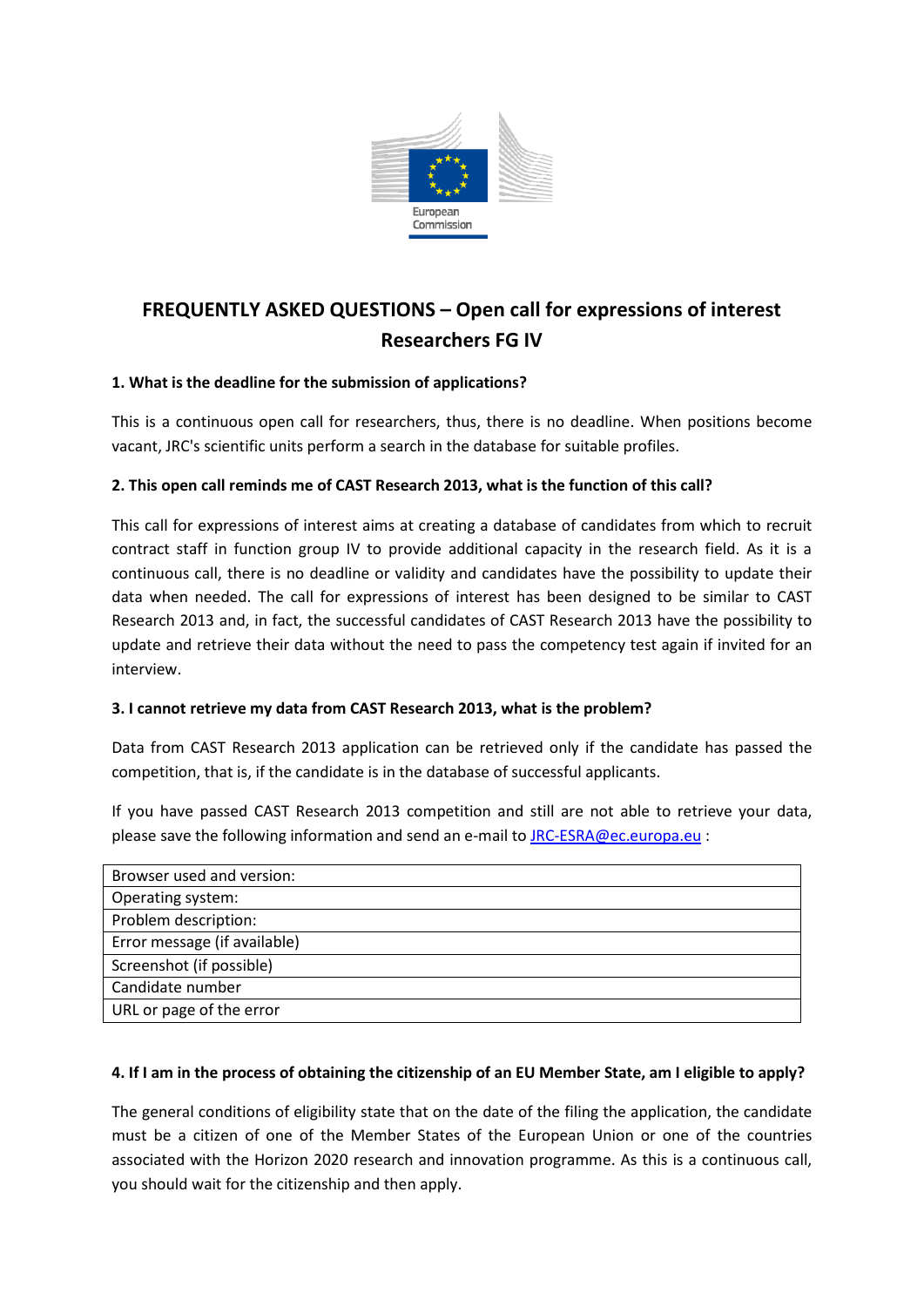European Commission

# FREQUENTLY ASKED QUESTIONS – Open call for expressions of interest Researchers FG IV

### 1. What is the deadline for the submission of applications?

This is a continuous open call for researchers, thus, there is no deadline. When positions become vacant, JRC's scientific units perform a search in the database for suitable profiles.

### 2. This open call reminds me of CAST Research 2013, what is the function of this call?

This call for expressions of interest aims at creating a database of candidates from which to recruit contract staff in function group IV to provide additional capacity in the research field. As it is a continuous call, there is no deadline or validity and candidates have the possibility to update their data when needed. The call for expressions of interest has been designed to be similar to CAST Research 2013 and, in fact, the successful candidates of CAST Research 2013 have the possibility to update and retrieve their data without the need to pass the competency test again if invited for an interview.

### 3. I cannot retrieve my data from CAST Research 2013, what is the problem?

Data from CAST Research 2013 application can be retrieved only if the candidate has passed the competition, that is, if the candidate is in the database of successful applicants.

If you have passed CAST Research 2013 competition and still are not able to retrieve your data, please save the following information and send an e-mail to [JRC-ESRA@ec.europa.eu](mailto:JRC-ESRA@ec.europa.eu) :

| Browser used and version: |
|---|
| Operating system: |
| Problem description: |
| Error message (if available) |
| Screenshot (if possible) |
| Candidate number |
| URL or page of the error |

### 4. If I am in the process of obtaining the citizenship of an EU Member State, am I eligible to apply?

The general conditions of eligibility state that on the date of the filing the application, the candidate must be a citizen of one of the Member States of the European Union or one of the countries associated with the Horizon 2020 research and innovation programme. As this is a continuous call, you should wait for the citizenship and then apply.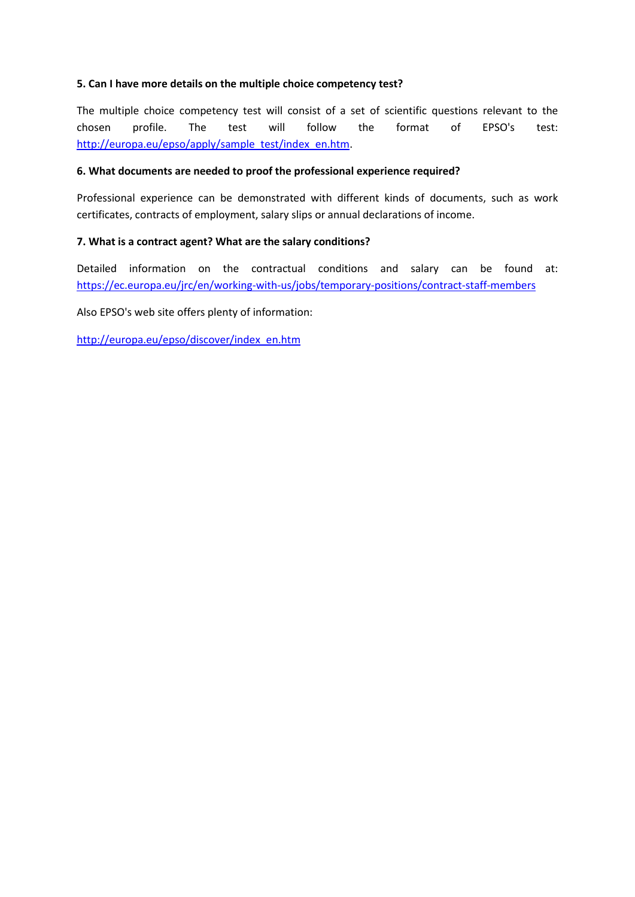**5. Can I have more details on the multiple choice competency test?**

The multiple choice competency test will consist of a set of scientific questions relevant to the chosen profile. The test will follow the format of EPSO's test: http://europa.eu/epso/apply/sample_test/index_en.htm.

**6. What documents are needed to proof the professional experience required?**

Professional experience can be demonstrated with different kinds of documents, such as work certificates, contracts of employment, salary slips or annual declarations of income.

**7. What is a contract agent? What are the salary conditions?**

Detailed information on the contractual conditions and salary can be found at: https://ec.europa.eu/jrc/en/working-with-us/jobs/temporary-positions/contract-staff-members

Also EPSO's web site offers plenty of information:

http://europa.eu/epso/discover/index_en.htm